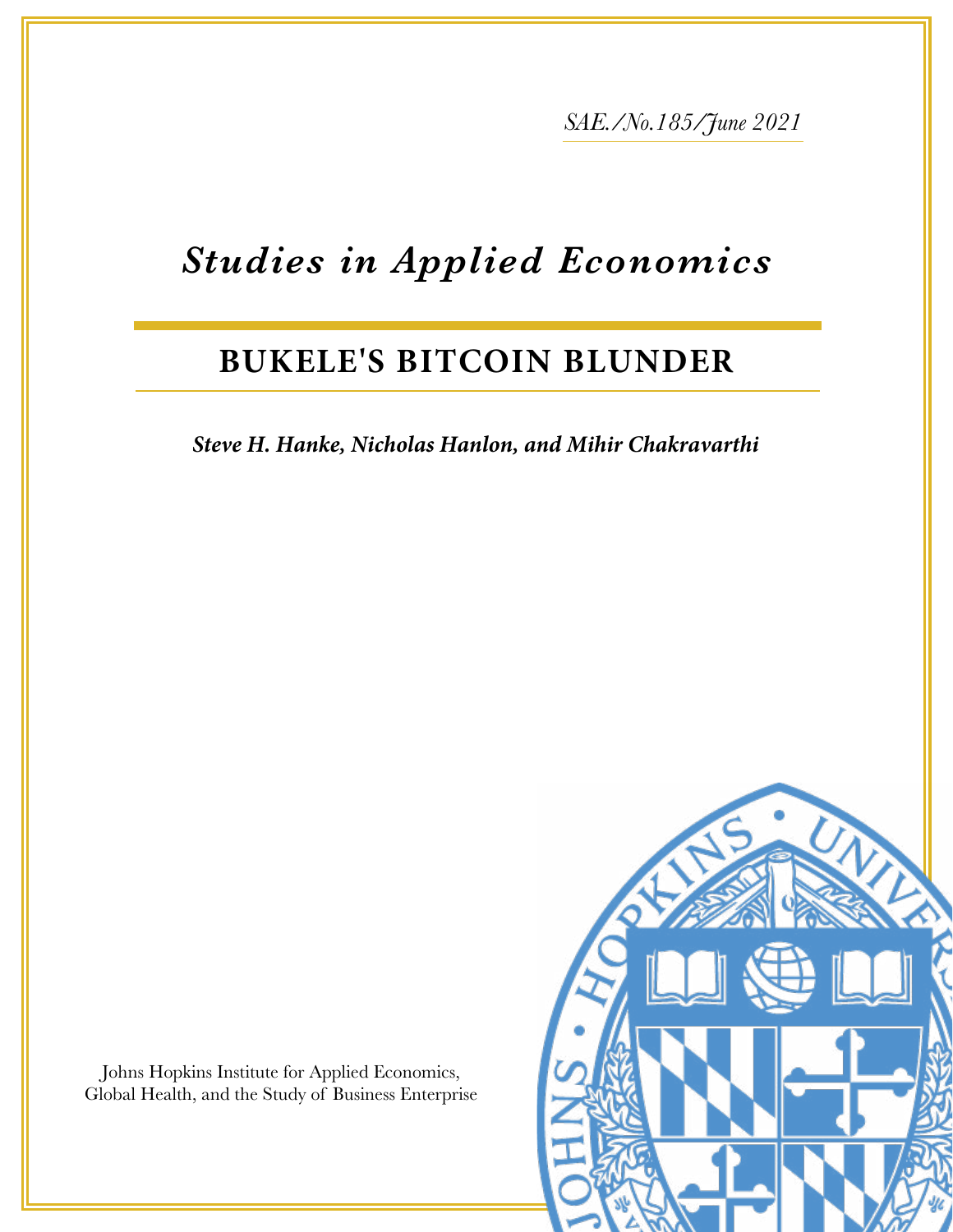*SAE./No.185/June 2021*

# *Studies in Applied Economics*

## BUKELE'S BITCOIN BLUNDER

***Steve H. Hanke, Nicholas Hanlon, and Mihir Chakravarthi***

Johns Hopkins Institute for Applied Economics, Global Health, and the Study of Business Enterprise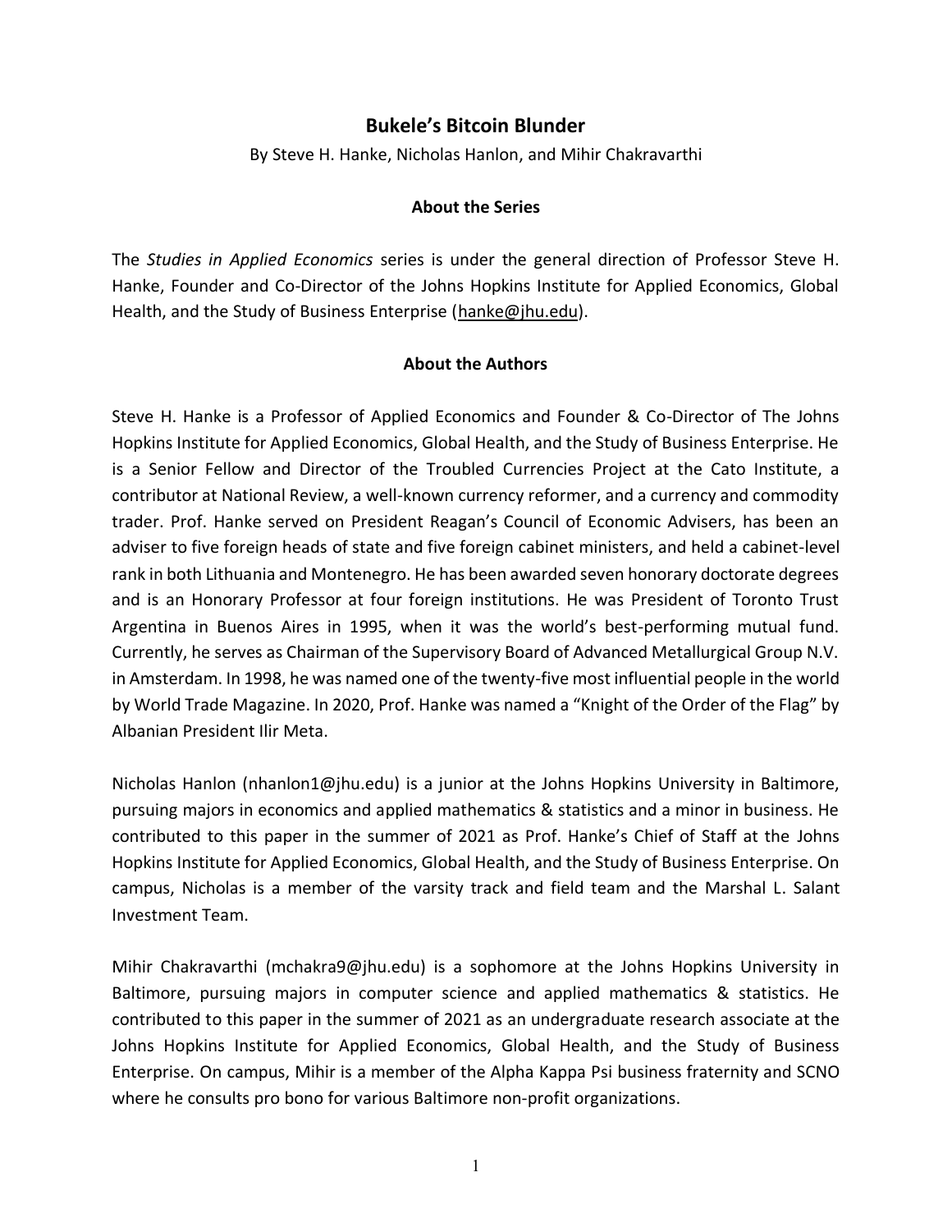# Bukele's Bitcoin Blunder

By Steve H. Hanke, Nicholas Hanlon, and Mihir Chakravarthi

## About the Series

The *Studies in Applied Economics* series is under the general direction of Professor Steve H. Hanke, Founder and Co-Director of the Johns Hopkins Institute for Applied Economics, Global Health, and the Study of Business Enterprise (hanke@jhu.edu).

## About the Authors

Steve H. Hanke is a Professor of Applied Economics and Founder & Co-Director of The Johns Hopkins Institute for Applied Economics, Global Health, and the Study of Business Enterprise. He is a Senior Fellow and Director of the Troubled Currencies Project at the Cato Institute, a contributor at National Review, a well-known currency reformer, and a currency and commodity trader. Prof. Hanke served on President Reagan's Council of Economic Advisers, has been an adviser to five foreign heads of state and five foreign cabinet ministers, and held a cabinet-level rank in both Lithuania and Montenegro. He has been awarded seven honorary doctorate degrees and is an Honorary Professor at four foreign institutions. He was President of Toronto Trust Argentina in Buenos Aires in 1995, when it was the world's best-performing mutual fund. Currently, he serves as Chairman of the Supervisory Board of Advanced Metallurgical Group N.V. in Amsterdam. In 1998, he was named one of the twenty-five most influential people in the world by World Trade Magazine. In 2020, Prof. Hanke was named a "Knight of the Order of the Flag" by Albanian President Ilir Meta.

Nicholas Hanlon (nhanlon1@jhu.edu) is a junior at the Johns Hopkins University in Baltimore, pursuing majors in economics and applied mathematics & statistics and a minor in business. He contributed to this paper in the summer of 2021 as Prof. Hanke's Chief of Staff at the Johns Hopkins Institute for Applied Economics, Global Health, and the Study of Business Enterprise. On campus, Nicholas is a member of the varsity track and field team and the Marshal L. Salant Investment Team.

Mihir Chakravarthi (mchakra9@jhu.edu) is a sophomore at the Johns Hopkins University in Baltimore, pursuing majors in computer science and applied mathematics & statistics. He contributed to this paper in the summer of 2021 as an undergraduate research associate at the Johns Hopkins Institute for Applied Economics, Global Health, and the Study of Business Enterprise. On campus, Mihir is a member of the Alpha Kappa Psi business fraternity and SCNO where he consults pro bono for various Baltimore non-profit organizations.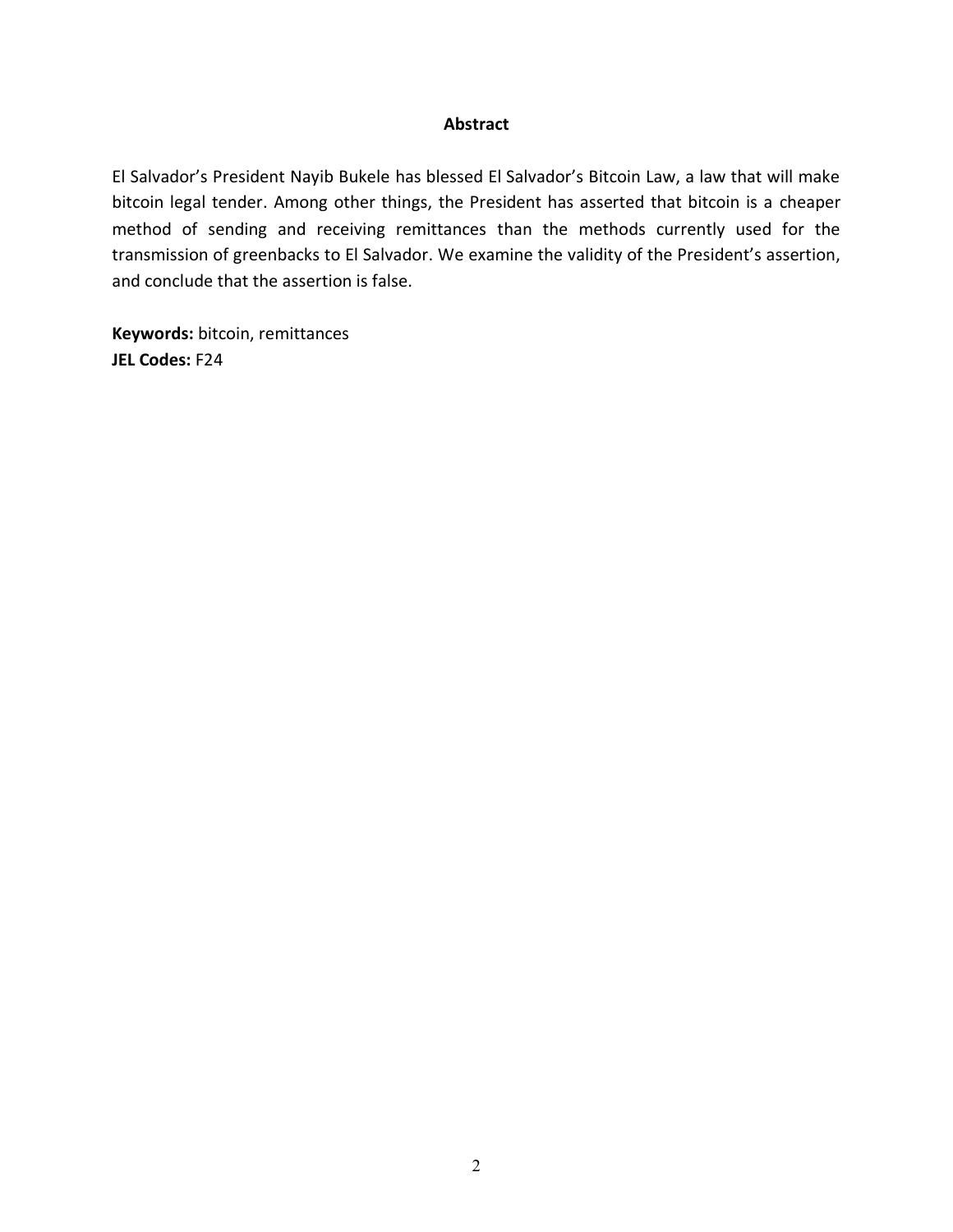## Abstract

El Salvador's President Nayib Bukele has blessed El Salvador's Bitcoin Law, a law that will make bitcoin legal tender. Among other things, the President has asserted that bitcoin is a cheaper method of sending and receiving remittances than the methods currently used for the transmission of greenbacks to El Salvador. We examine the validity of the President's assertion, and conclude that the assertion is false.

**Keywords:** bitcoin, remittances
**JEL Codes:** F24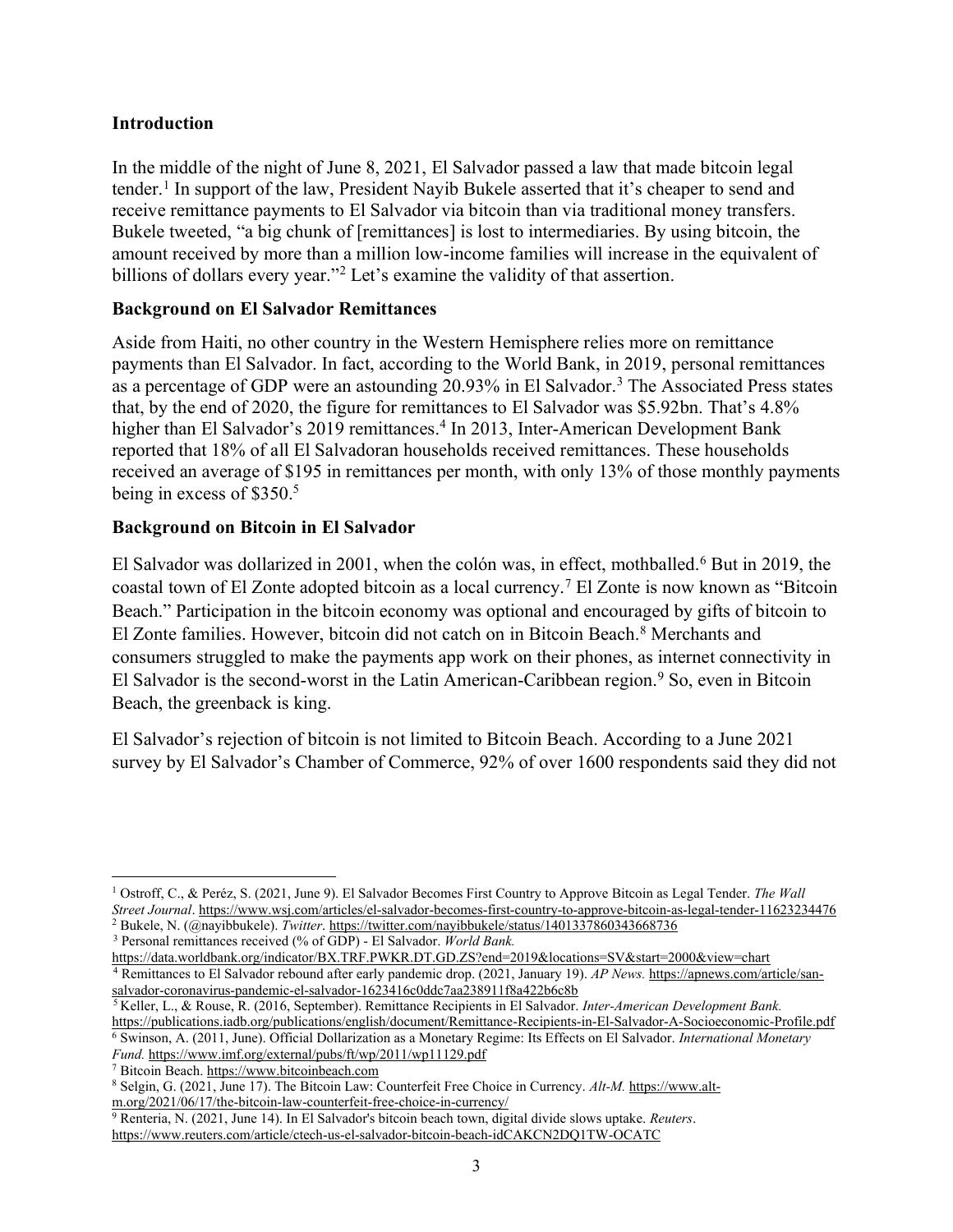## Introduction

In the middle of the night of June 8, 2021, El Salvador passed a law that made bitcoin legal tender.[1] In support of the law, President Nayib Bukele asserted that it's cheaper to send and receive remittance payments to El Salvador via bitcoin than via traditional money transfers. Bukele tweeted, "a big chunk of [remittances] is lost to intermediaries. By using bitcoin, the amount received by more than a million low-income families will increase in the equivalent of billions of dollars every year."[2] Let's examine the validity of that assertion.

## Background on El Salvador Remittances

Aside from Haiti, no other country in the Western Hemisphere relies more on remittance payments than El Salvador. In fact, according to the World Bank, in 2019, personal remittances as a percentage of GDP were an astounding 20.93% in El Salvador.[3] The Associated Press states that, by the end of 2020, the figure for remittances to El Salvador was $5.92bn. That's 4.8% higher than El Salvador's 2019 remittances.[4] In 2013, Inter-American Development Bank reported that 18% of all El Salvadoran households received remittances. These households received an average of $195 in remittances per month, with only 13% of those monthly payments being in excess of $350.[5]

## Background on Bitcoin in El Salvador

El Salvador was dollarized in 2001, when the colón was, in effect, mothballed.[6] But in 2019, the coastal town of El Zonte adopted bitcoin as a local currency.[7] El Zonte is now known as "Bitcoin Beach." Participation in the bitcoin economy was optional and encouraged by gifts of bitcoin to El Zonte families. However, bitcoin did not catch on in Bitcoin Beach.[8] Merchants and consumers struggled to make the payments app work on their phones, as internet connectivity in El Salvador is the second-worst in the Latin American-Caribbean region.[9] So, even in Bitcoin Beach, the greenback is king.

El Salvador's rejection of bitcoin is not limited to Bitcoin Beach. According to a June 2021 survey by El Salvador's Chamber of Commerce, 92% of over 1600 respondents said they did not

---

[1] Ostroff, C., & Peréz, S. (2021, June 9). El Salvador Becomes First Country to Approve Bitcoin as Legal Tender. *The Wall Street Journal*. https://www.wsj.com/articles/el-salvador-becomes-first-country-to-approve-bitcoin-as-legal-tender-11623234476

[2] Bukele, N. (@nayibbukele). *Twitter*. https://twitter.com/nayibbukele/status/1401337860343668736

[3] Personal remittances received (% of GDP) - El Salvador. *World Bank.* https://data.worldbank.org/indicator/BX.TRF.PWKR.DT.GD.ZS?end=2019&locations=SV&start=2000&view=chart

[4] Remittances to El Salvador rebound after early pandemic drop. (2021, January 19). *AP News.* https://apnews.com/article/san-salvador-coronavirus-pandemic-el-salvador-1623416c0ddc7aa238911f8a422b6c8b

[5] Keller, L., & Rouse, R. (2016, September). Remittance Recipients in El Salvador. *Inter-American Development Bank.* https://publications.iadb.org/publications/english/document/Remittance-Recipients-in-El-Salvador-A-Socioeconomic-Profile.pdf

[6] Swinson, A. (2011, June). Official Dollarization as a Monetary Regime: Its Effects on El Salvador. *International Monetary Fund.* https://www.imf.org/external/pubs/ft/wp/2011/wp11129.pdf

[7] Bitcoin Beach. https://www.bitcoinbeach.com

[8] Selgin, G. (2021, June 17). The Bitcoin Law: Counterfeit Free Choice in Currency. *Alt-M.* https://www.alt-m.org/2021/06/17/the-bitcoin-law-counterfeit-free-choice-in-currency/

[9] Renteria, N. (2021, June 14). In El Salvador's bitcoin beach town, digital divide slows uptake. *Reuters*. https://www.reuters.com/article/ctech-us-el-salvador-bitcoin-beach-idCAKCN2DQ1TW-OCATC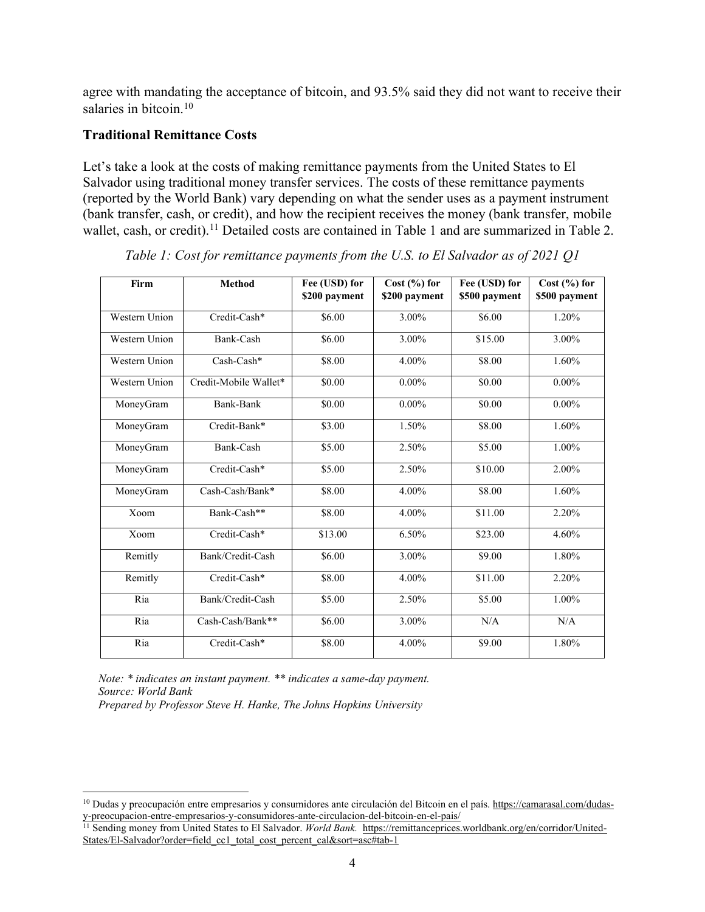agree with mandating the acceptance of bitcoin, and 93.5% said they did not want to receive their salaries in bitcoin.[10]

## Traditional Remittance Costs

Let's take a look at the costs of making remittance payments from the United States to El Salvador using traditional money transfer services. The costs of these remittance payments (reported by the World Bank) vary depending on what the sender uses as a payment instrument (bank transfer, cash, or credit), and how the recipient receives the money (bank transfer, mobile wallet, cash, or credit).[11] Detailed costs are contained in Table 1 and are summarized in Table 2.

*Table 1: Cost for remittance payments from the U.S. to El Salvador as of 2021 Q1*

| Firm | Method | Fee (USD) for $200 payment | Cost (%) for $200 payment | Fee (USD) for $500 payment | Cost (%) for $500 payment |
|---|---|---|---|---|---|
| Western Union | Credit-Cash* | $6.00 | 3.00% | $6.00 | 1.20% |
| Western Union | Bank-Cash | $6.00 | 3.00% | $15.00 | 3.00% |
| Western Union | Cash-Cash* | $8.00 | 4.00% | $8.00 | 1.60% |
| Western Union | Credit-Mobile Wallet* | $0.00 | 0.00% | $0.00 | 0.00% |
| MoneyGram | Bank-Bank | $0.00 | 0.00% | $0.00 | 0.00% |
| MoneyGram | Credit-Bank* | $3.00 | 1.50% | $8.00 | 1.60% |
| MoneyGram | Bank-Cash | $5.00 | 2.50% | $5.00 | 1.00% |
| MoneyGram | Credit-Cash* | $5.00 | 2.50% | $10.00 | 2.00% |
| MoneyGram | Cash-Cash/Bank* | $8.00 | 4.00% | $8.00 | 1.60% |
| Xoom | Bank-Cash** | $8.00 | 4.00% | $11.00 | 2.20% |
| Xoom | Credit-Cash* | $13.00 | 6.50% | $23.00 | 4.60% |
| Remitly | Bank/Credit-Cash | $6.00 | 3.00% | $9.00 | 1.80% |
| Remitly | Credit-Cash* | $8.00 | 4.00% | $11.00 | 2.20% |
| Ria | Bank/Credit-Cash | $5.00 | 2.50% | $5.00 | 1.00% |
| Ria | Cash-Cash/Bank** | $6.00 | 3.00% | N/A | N/A |
| Ria | Credit-Cash* | $8.00 | 4.00% | $9.00 | 1.80% |

*Note: * indicates an instant payment. ** indicates a same-day payment.*
*Source: World Bank*
*Prepared by Professor Steve H. Hanke, The Johns Hopkins University*

[10] Dudas y preocupación entre empresarios y consumidores ante circulación del Bitcoin en el país. https://camarasal.com/dudas-y-preocupacion-entre-empresarios-y-consumidores-ante-circulacion-del-bitcoin-en-el-pais/

[11] Sending money from United States to El Salvador. *World Bank.* https://remittanceprices.worldbank.org/en/corridor/United-States/El-Salvador?order=field_cc1_total_cost_percent_cal&sort=asc#tab-1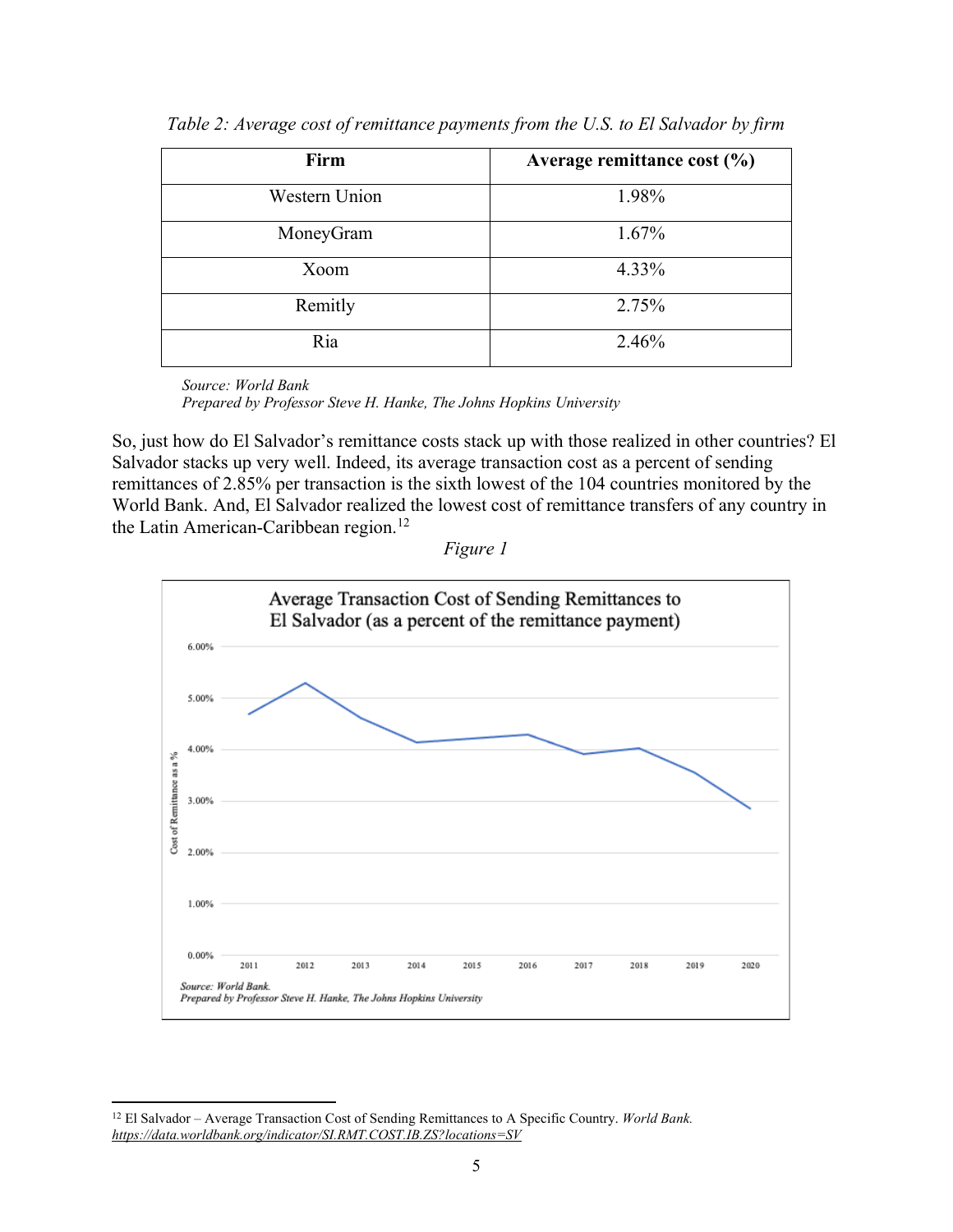*Table 2: Average cost of remittance payments from the U.S. to El Salvador by firm*

| Firm | Average remittance cost (%) |
|---|---|
| Western Union | 1.98% |
| MoneyGram | 1.67% |
| Xoom | 4.33% |
| Remitly | 2.75% |
| Ria | 2.46% |

*Source: World Bank*
*Prepared by Professor Steve H. Hanke, The Johns Hopkins University*

So, just how do El Salvador's remittance costs stack up with those realized in other countries? El Salvador stacks up very well. Indeed, its average transaction cost as a percent of sending remittances of 2.85% per transaction is the sixth lowest of the 104 countries monitored by the World Bank. And, El Salvador realized the lowest cost of remittance transfers of any country in the Latin American-Caribbean region.[12]

*Figure 1*

Average Transaction Cost of Sending Remittances to El Salvador (as a percent of the remittance payment)

*Source: World Bank.*
*Prepared by Professor Steve H. Hanke, The Johns Hopkins University*

[12] El Salvador – Average Transaction Cost of Sending Remittances to A Specific Country. *World Bank.* https://data.worldbank.org/indicator/SI.RMT.COST.IB.ZS?locations=SV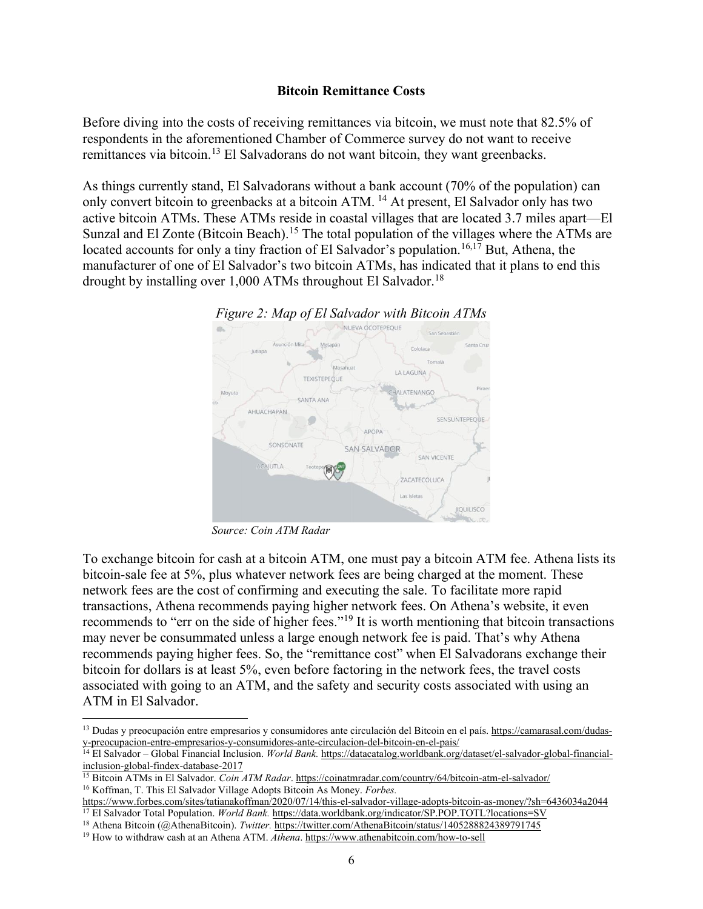### Bitcoin Remittance Costs

Before diving into the costs of receiving remittances via bitcoin, we must note that 82.5% of respondents in the aforementioned Chamber of Commerce survey do not want to receive remittances via bitcoin.[13] El Salvadorans do not want bitcoin, they want greenbacks.

As things currently stand, El Salvadorans without a bank account (70% of the population) can only convert bitcoin to greenbacks at a bitcoin ATM.[14] At present, El Salvador only has two active bitcoin ATMs. These ATMs reside in coastal villages that are located 3.7 miles apart—El Sunzal and El Zonte (Bitcoin Beach).[15] The total population of the villages where the ATMs are located accounts for only a tiny fraction of El Salvador's population.[16,17] But, Athena, the manufacturer of one of El Salvador's two bitcoin ATMs, has indicated that it plans to end this drought by installing over 1,000 ATMs throughout El Salvador.[18]

*Figure 2: Map of El Salvador with Bitcoin ATMs*

*Source: Coin ATM Radar*

To exchange bitcoin for cash at a bitcoin ATM, one must pay a bitcoin ATM fee. Athena lists its bitcoin-sale fee at 5%, plus whatever network fees are being charged at the moment. These network fees are the cost of confirming and executing the sale. To facilitate more rapid transactions, Athena recommends paying higher network fees. On Athena's website, it even recommends to "err on the side of higher fees."[19] It is worth mentioning that bitcoin transactions may never be consummated unless a large enough network fee is paid. That's why Athena recommends paying higher fees. So, the "remittance cost" when El Salvadorans exchange their bitcoin for dollars is at least 5%, even before factoring in the network fees, the travel costs associated with going to an ATM, and the safety and security costs associated with using an ATM in El Salvador.

---

[13] Dudas y preocupación entre empresarios y consumidores ante circulación del Bitcoin en el país. https://camarasal.com/dudas-y-preocupacion-entre-empresarios-y-consumidores-ante-circulacion-del-bitcoin-en-el-pais/

[14] El Salvador – Global Financial Inclusion. *World Bank.* https://datacatalog.worldbank.org/dataset/el-salvador-global-financial-inclusion-global-findex-database-2017

[15] Bitcoin ATMs in El Salvador. *Coin ATM Radar*. https://coinatmradar.com/country/64/bitcoin-atm-el-salvador/

[16] Koffman, T. This El Salvador Village Adopts Bitcoin As Money. *Forbes.* https://www.forbes.com/sites/tatianakoffman/2020/07/14/this-el-salvador-village-adopts-bitcoin-as-money/?sh=6436034a2044

[17] El Salvador Total Population. *World Bank.* https://data.worldbank.org/indicator/SP.POP.TOTL?locations=SV

[18] Athena Bitcoin (@AthenaBitcoin). *Twitter.* https://twitter.com/AthenaBitcoin/status/1405288824389791745

[19] How to withdraw cash at an Athena ATM. *Athena*. https://www.athenabitcoin.com/how-to-sell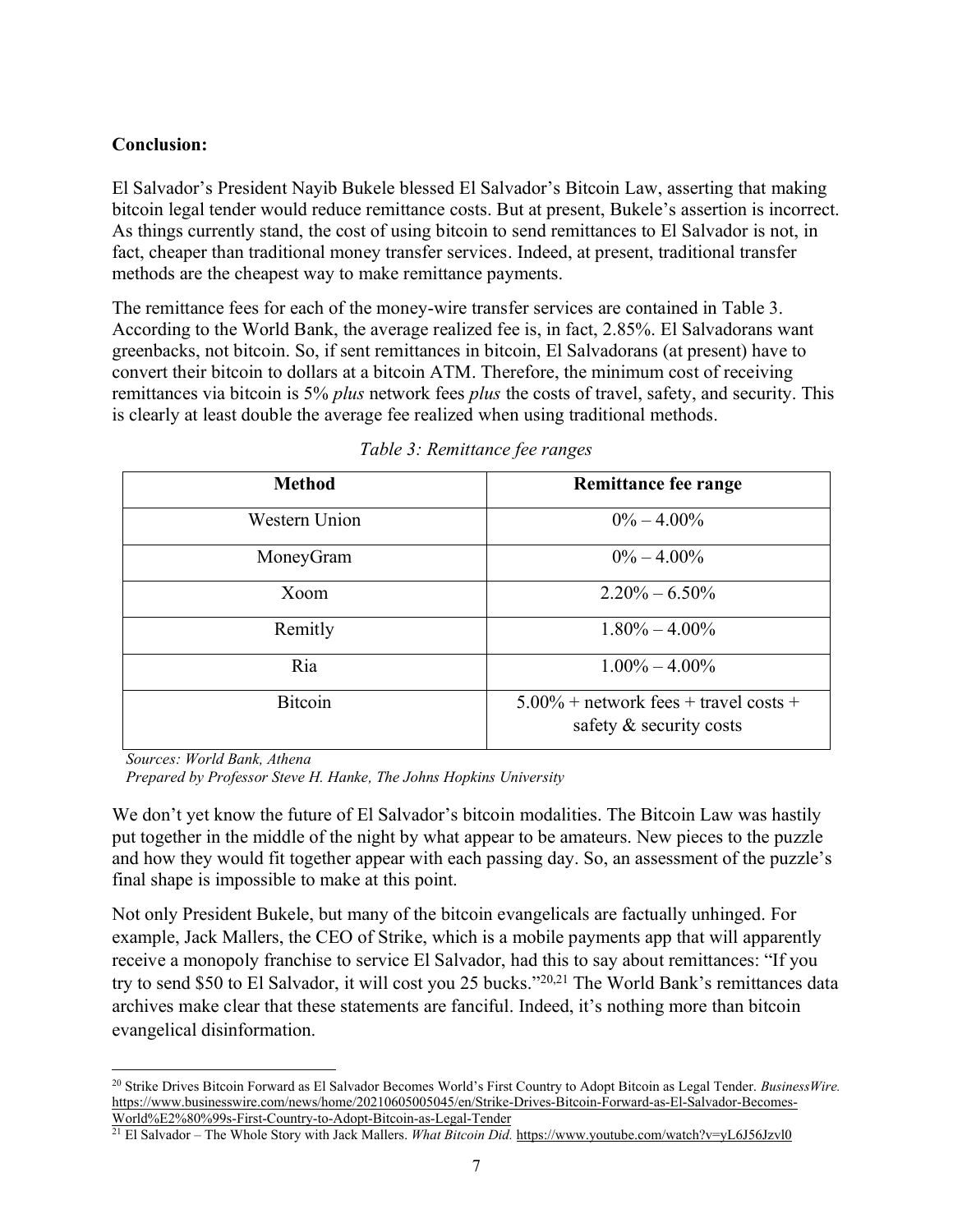**Conclusion:**

El Salvador's President Nayib Bukele blessed El Salvador's Bitcoin Law, asserting that making bitcoin legal tender would reduce remittance costs. But at present, Bukele's assertion is incorrect. As things currently stand, the cost of using bitcoin to send remittances to El Salvador is not, in fact, cheaper than traditional money transfer services. Indeed, at present, traditional transfer methods are the cheapest way to make remittance payments.

The remittance fees for each of the money-wire transfer services are contained in Table 3. According to the World Bank, the average realized fee is, in fact, 2.85%. El Salvadorans want greenbacks, not bitcoin. So, if sent remittances in bitcoin, El Salvadorans (at present) have to convert their bitcoin to dollars at a bitcoin ATM. Therefore, the minimum cost of receiving remittances via bitcoin is 5% *plus* network fees *plus* the costs of travel, safety, and security. This is clearly at least double the average fee realized when using traditional methods.

*Table 3: Remittance fee ranges*

| Method | Remittance fee range |
|---|---|
| Western Union | 0% – 4.00% |
| MoneyGram | 0% – 4.00% |
| Xoom | 2.20% – 6.50% |
| Remitly | 1.80% – 4.00% |
| Ria | 1.00% – 4.00% |
| Bitcoin | 5.00% + network fees + travel costs + safety & security costs |

*Sources: World Bank, Athena*
*Prepared by Professor Steve H. Hanke, The Johns Hopkins University*

We don't yet know the future of El Salvador's bitcoin modalities. The Bitcoin Law was hastily put together in the middle of the night by what appear to be amateurs. New pieces to the puzzle and how they would fit together appear with each passing day. So, an assessment of the puzzle's final shape is impossible to make at this point.

Not only President Bukele, but many of the bitcoin evangelicals are factually unhinged. For example, Jack Mallers, the CEO of Strike, which is a mobile payments app that will apparently receive a monopoly franchise to service El Salvador, had this to say about remittances: "If you try to send $50 to El Salvador, it will cost you 25 bucks."[20,21] The World Bank's remittances data archives make clear that these statements are fanciful. Indeed, it's nothing more than bitcoin evangelical disinformation.

---

[20] Strike Drives Bitcoin Forward as El Salvador Becomes World's First Country to Adopt Bitcoin as Legal Tender. *BusinessWire.* https://www.businesswire.com/news/home/20210605005045/en/Strike-Drives-Bitcoin-Forward-as-El-Salvador-Becomes-World%E2%80%99s-First-Country-to-Adopt-Bitcoin-as-Legal-Tender

[21] El Salvador – The Whole Story with Jack Mallers. *What Bitcoin Did.* https://www.youtube.com/watch?v=yL6J56Jzvl0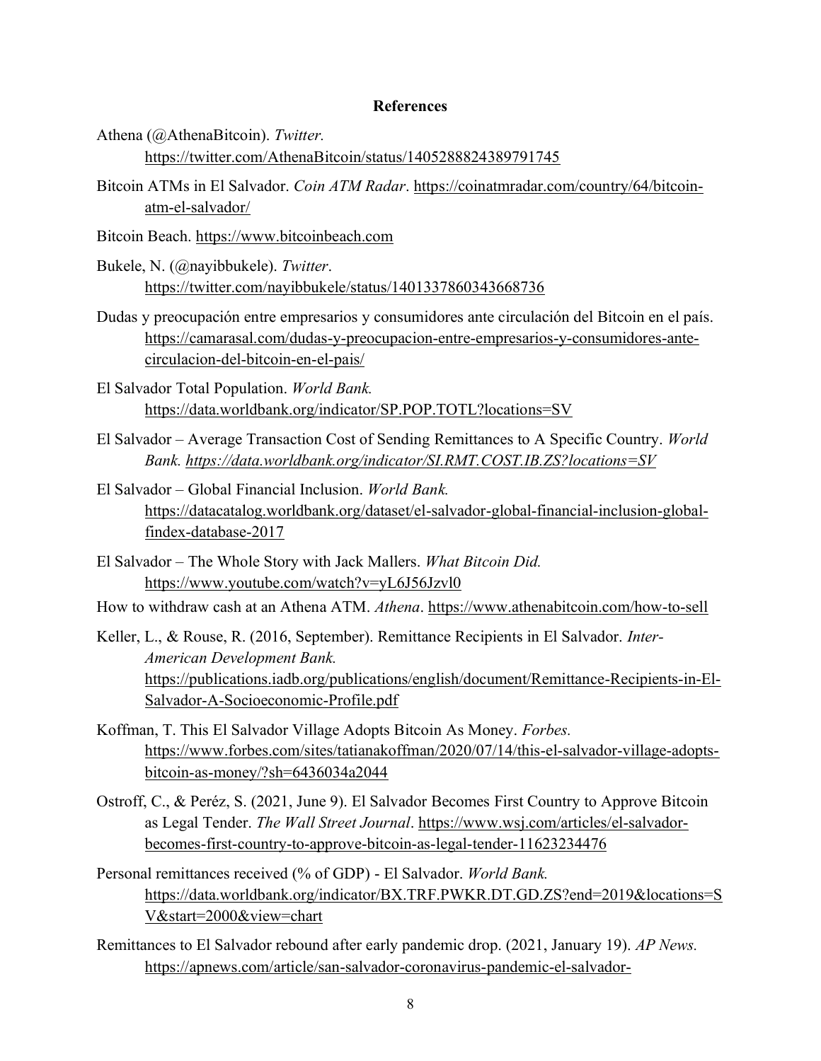**References**

Athena (@AthenaBitcoin). *Twitter.* https://twitter.com/AthenaBitcoin/status/1405288824389791745

Bitcoin ATMs in El Salvador. *Coin ATM Radar*. https://coinatmradar.com/country/64/bitcoin-atm-el-salvador/

Bitcoin Beach. https://www.bitcoinbeach.com

Bukele, N. (@nayibbukele). *Twitter*. https://twitter.com/nayibbukele/status/1401337860343668736

Dudas y preocupación entre empresarios y consumidores ante circulación del Bitcoin en el país. https://camarasal.com/dudas-y-preocupacion-entre-empresarios-y-consumidores-ante-circulacion-del-bitcoin-en-el-pais/

El Salvador Total Population. *World Bank.* https://data.worldbank.org/indicator/SP.POP.TOTL?locations=SV

El Salvador – Average Transaction Cost of Sending Remittances to A Specific Country. *World Bank. https://data.worldbank.org/indicator/SI.RMT.COST.IB.ZS?locations=SV*

El Salvador – Global Financial Inclusion. *World Bank.* https://datacatalog.worldbank.org/dataset/el-salvador-global-financial-inclusion-global-findex-database-2017

El Salvador – The Whole Story with Jack Mallers. *What Bitcoin Did.* https://www.youtube.com/watch?v=yL6J56Jzvl0

How to withdraw cash at an Athena ATM. *Athena*. https://www.athenabitcoin.com/how-to-sell

Keller, L., & Rouse, R. (2016, September). Remittance Recipients in El Salvador. *Inter-American Development Bank.* https://publications.iadb.org/publications/english/document/Remittance-Recipients-in-El-Salvador-A-Socioeconomic-Profile.pdf

Koffman, T. This El Salvador Village Adopts Bitcoin As Money. *Forbes.* https://www.forbes.com/sites/tatianakoffman/2020/07/14/this-el-salvador-village-adopts-bitcoin-as-money/?sh=6436034a2044

Ostroff, C., & Peréz, S. (2021, June 9). El Salvador Becomes First Country to Approve Bitcoin as Legal Tender. *The Wall Street Journal*. https://www.wsj.com/articles/el-salvador-becomes-first-country-to-approve-bitcoin-as-legal-tender-11623234476

Personal remittances received (% of GDP) - El Salvador. *World Bank.* https://data.worldbank.org/indicator/BX.TRF.PWKR.DT.GD.ZS?end=2019&locations=SV&start=2000&view=chart

Remittances to El Salvador rebound after early pandemic drop. (2021, January 19). *AP News.* https://apnews.com/article/san-salvador-coronavirus-pandemic-el-salvador-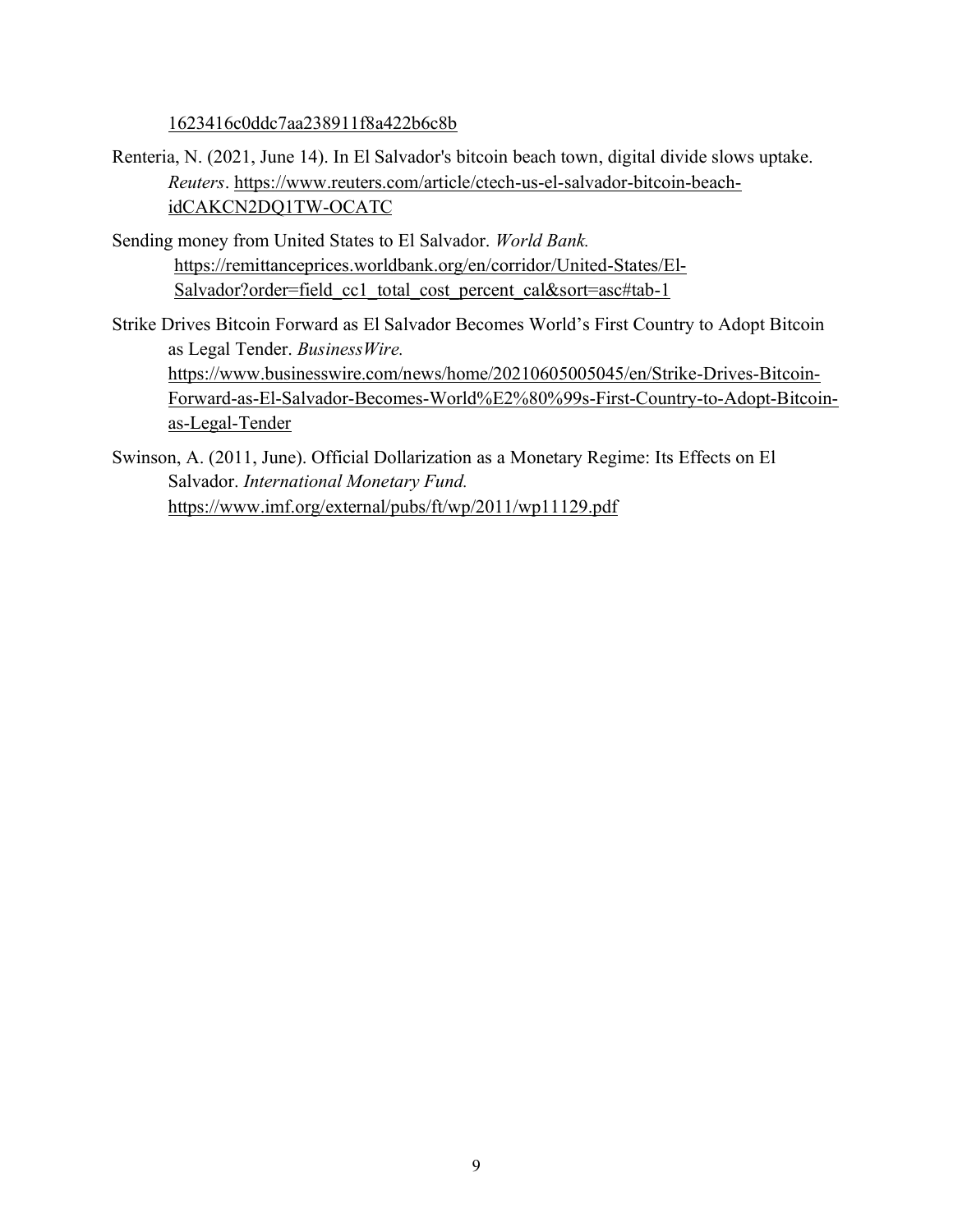1623416c0ddc7aa238911f8a422b6c8b

Renteria, N. (2021, June 14). In El Salvador's bitcoin beach town, digital divide slows uptake. *Reuters*. https://www.reuters.com/article/ctech-us-el-salvador-bitcoin-beach-idCAKCN2DQ1TW-OCATC

Sending money from United States to El Salvador. *World Bank.* https://remittanceprices.worldbank.org/en/corridor/United-States/El-Salvador?order=field_cc1_total_cost_percent_cal&sort=asc#tab-1

Strike Drives Bitcoin Forward as El Salvador Becomes World's First Country to Adopt Bitcoin as Legal Tender. *BusinessWire.* https://www.businesswire.com/news/home/20210605005045/en/Strike-Drives-Bitcoin-Forward-as-El-Salvador-Becomes-World%E2%80%99s-First-Country-to-Adopt-Bitcoin-as-Legal-Tender

Swinson, A. (2011, June). Official Dollarization as a Monetary Regime: Its Effects on El Salvador. *International Monetary Fund.* https://www.imf.org/external/pubs/ft/wp/2011/wp11129.pdf